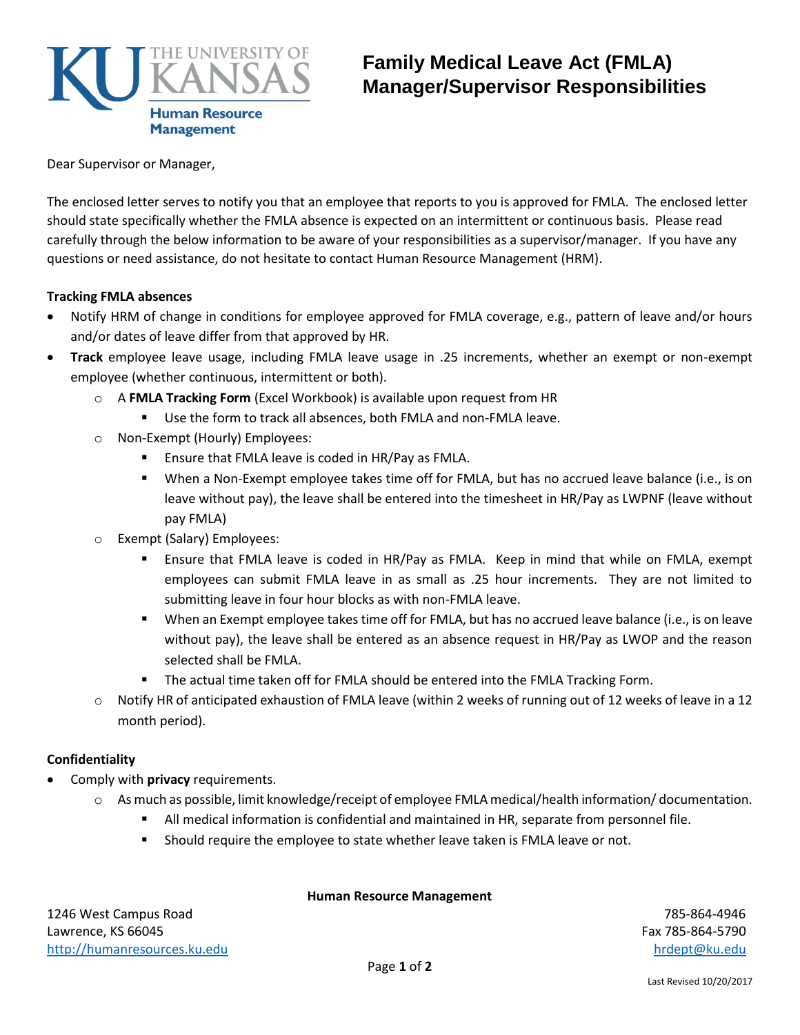# Family Medical Leave Act (FMLA) Manager/Supervisor Responsibilities

THE UNIVERSITY OF KANSAS
Human Resource Management

Dear Supervisor or Manager,

The enclosed letter serves to notify you that an employee that reports to you is approved for FMLA. The enclosed letter should state specifically whether the FMLA absence is expected on an intermittent or continuous basis. Please read carefully through the below information to be aware of your responsibilities as a supervisor/manager. If you have any questions or need assistance, do not hesitate to contact Human Resource Management (HRM).

**Tracking FMLA absences**

- Notify HRM of change in conditions for employee approved for FMLA coverage, e.g., pattern of leave and/or hours and/or dates of leave differ from that approved by HR.
- **Track** employee leave usage, including FMLA leave usage in .25 increments, whether an exempt or non-exempt employee (whether continuous, intermittent or both).
    - A **FMLA Tracking Form** (Excel Workbook) is available upon request from HR
        - Use the form to track all absences, both FMLA and non-FMLA leave.
    - Non-Exempt (Hourly) Employees:
        - Ensure that FMLA leave is coded in HR/Pay as FMLA.
        - When a Non-Exempt employee takes time off for FMLA, but has no accrued leave balance (i.e., is on leave without pay), the leave shall be entered into the timesheet in HR/Pay as LWPNF (leave without pay FMLA)
    - Exempt (Salary) Employees:
        - Ensure that FMLA leave is coded in HR/Pay as FMLA. Keep in mind that while on FMLA, exempt employees can submit FMLA leave in as small as .25 hour increments. They are not limited to submitting leave in four hour blocks as with non-FMLA leave.
        - When an Exempt employee takes time off for FMLA, but has no accrued leave balance (i.e., is on leave without pay), the leave shall be entered as an absence request in HR/Pay as LWOP and the reason selected shall be FMLA.
        - The actual time taken off for FMLA should be entered into the FMLA Tracking Form.
    - Notify HR of anticipated exhaustion of FMLA leave (within 2 weeks of running out of 12 weeks of leave in a 12 month period).

**Confidentiality**

- Comply with **privacy** requirements.
    - As much as possible, limit knowledge/receipt of employee FMLA medical/health information/ documentation.
        - All medical information is confidential and maintained in HR, separate from personnel file.
        - Should require the employee to state whether leave taken is FMLA leave or not.

**Human Resource Management**

1246 West Campus Road
Lawrence, KS 66045
http://humanresources.ku.edu

785-864-4946
Fax 785-864-5790
hrdept@ku.edu

Last Revised 10/20/2017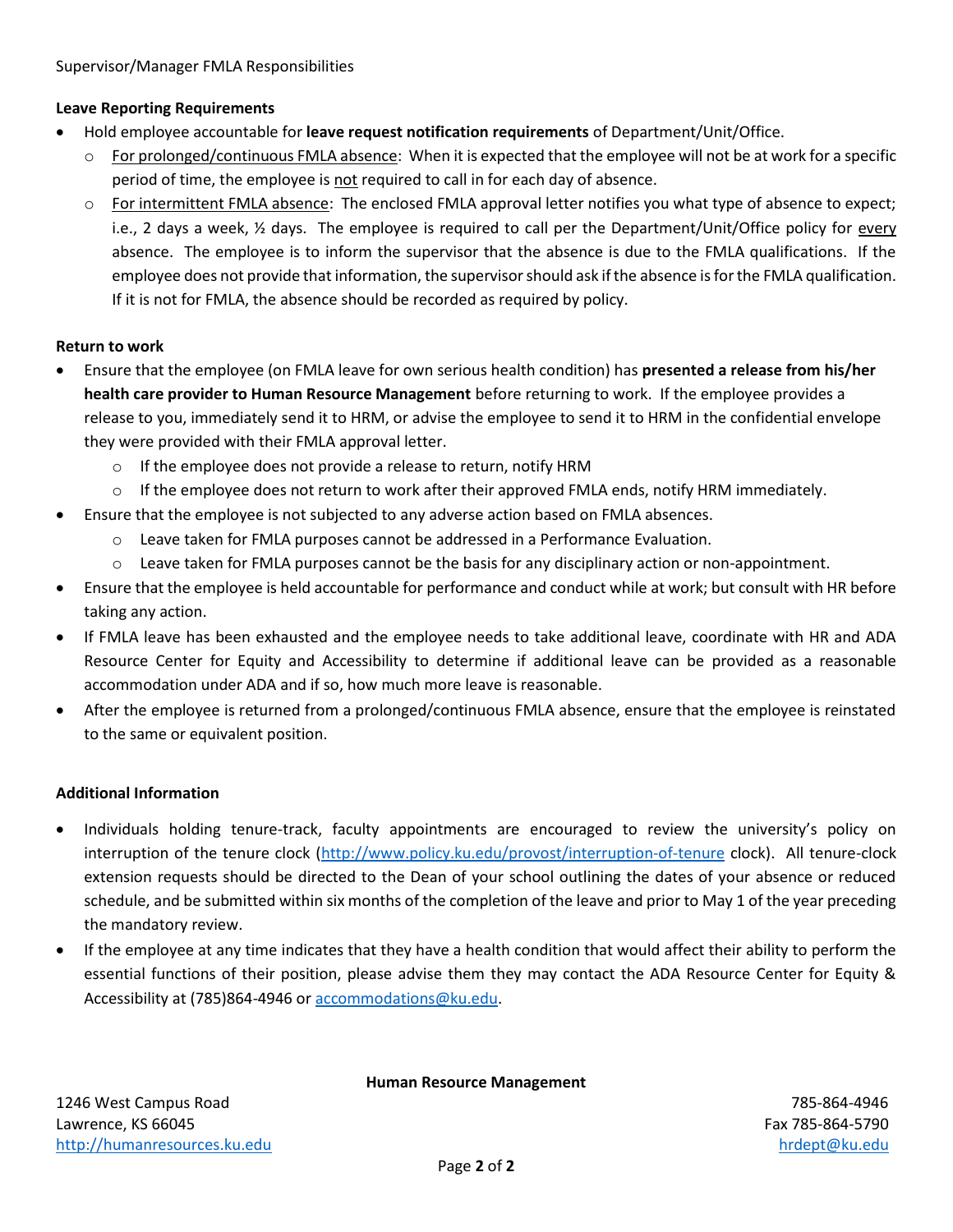Supervisor/Manager FMLA Responsibilities

**Leave Reporting Requirements**

- Hold employee accountable for **leave request notification requirements** of Department/Unit/Office.
  - For prolonged/continuous FMLA absence: When it is expected that the employee will not be at work for a specific period of time, the employee is not required to call in for each day of absence.
  - For intermittent FMLA absence: The enclosed FMLA approval letter notifies you what type of absence to expect; i.e., 2 days a week, ½ days. The employee is required to call per the Department/Unit/Office policy for every absence. The employee is to inform the supervisor that the absence is due to the FMLA qualifications. If the employee does not provide that information, the supervisor should ask if the absence is for the FMLA qualification. If it is not for FMLA, the absence should be recorded as required by policy.

**Return to work**

- Ensure that the employee (on FMLA leave for own serious health condition) has **presented a release from his/her health care provider to Human Resource Management** before returning to work. If the employee provides a release to you, immediately send it to HRM, or advise the employee to send it to HRM in the confidential envelope they were provided with their FMLA approval letter.
  - If the employee does not provide a release to return, notify HRM
  - If the employee does not return to work after their approved FMLA ends, notify HRM immediately.
- Ensure that the employee is not subjected to any adverse action based on FMLA absences.
  - Leave taken for FMLA purposes cannot be addressed in a Performance Evaluation.
  - Leave taken for FMLA purposes cannot be the basis for any disciplinary action or non-appointment.
- Ensure that the employee is held accountable for performance and conduct while at work; but consult with HR before taking any action.
- If FMLA leave has been exhausted and the employee needs to take additional leave, coordinate with HR and ADA Resource Center for Equity and Accessibility to determine if additional leave can be provided as a reasonable accommodation under ADA and if so, how much more leave is reasonable.
- After the employee is returned from a prolonged/continuous FMLA absence, ensure that the employee is reinstated to the same or equivalent position.

**Additional Information**

- Individuals holding tenure-track, faculty appointments are encouraged to review the university's policy on interruption of the tenure clock (http://www.policy.ku.edu/provost/interruption-of-tenure clock). All tenure-clock extension requests should be directed to the Dean of your school outlining the dates of your absence or reduced schedule, and be submitted within six months of the completion of the leave and prior to May 1 of the year preceding the mandatory review.
- If the employee at any time indicates that they have a health condition that would affect their ability to perform the essential functions of their position, please advise them they may contact the ADA Resource Center for Equity & Accessibility at (785)864-4946 or accommodations@ku.edu.

**Human Resource Management**

1246 West Campus Road
Lawrence, KS 66045
http://humanresources.ku.edu

785-864-4946
Fax 785-864-5790
hrdept@ku.edu